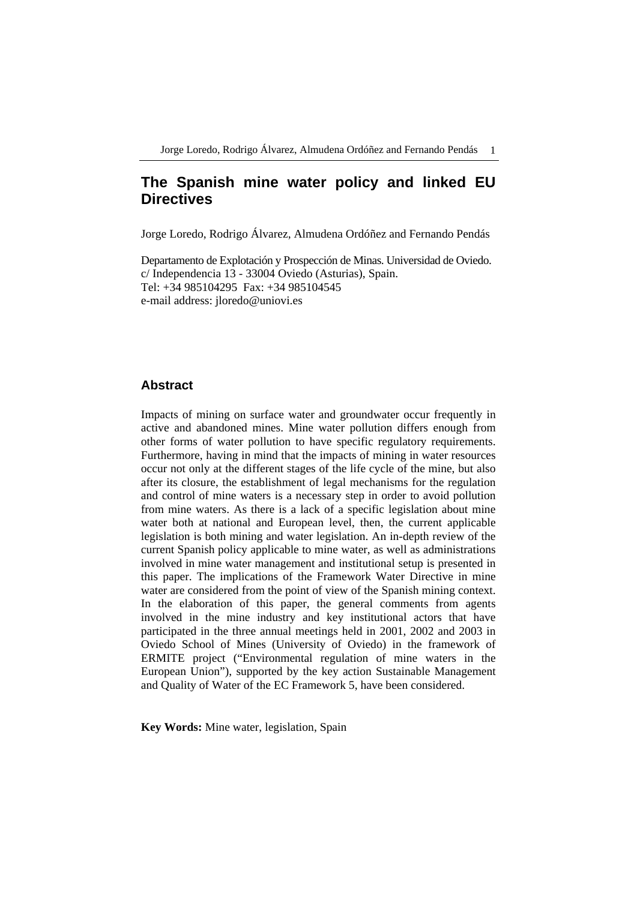# The Spanish mine water policy and linked EU Directives

Jorge Loredo, Rodrigo Álvarez, Almudena Ordóñez and Fernando Pendás

Departamento de Explotación y Prospección de Minas. Universidad de Oviedo.
c/ Independencia 13 - 33004 Oviedo (Asturias), Spain.
Tel: +34 985104295 Fax: +34 985104545
e-mail address: jloredo@uniovi.es

## Abstract

Impacts of mining on surface water and groundwater occur frequently in active and abandoned mines. Mine water pollution differs enough from other forms of water pollution to have specific regulatory requirements. Furthermore, having in mind that the impacts of mining in water resources occur not only at the different stages of the life cycle of the mine, but also after its closure, the establishment of legal mechanisms for the regulation and control of mine waters is a necessary step in order to avoid pollution from mine waters. As there is a lack of a specific legislation about mine water both at national and European level, then, the current applicable legislation is both mining and water legislation. An in-depth review of the current Spanish policy applicable to mine water, as well as administrations involved in mine water management and institutional setup is presented in this paper. The implications of the Framework Water Directive in mine water are considered from the point of view of the Spanish mining context. In the elaboration of this paper, the general comments from agents involved in the mine industry and key institutional actors that have participated in the three annual meetings held in 2001, 2002 and 2003 in Oviedo School of Mines (University of Oviedo) in the framework of ERMITE project ("Environmental regulation of mine waters in the European Union"), supported by the key action Sustainable Management and Quality of Water of the EC Framework 5, have been considered.

**Key Words:** Mine water, legislation, Spain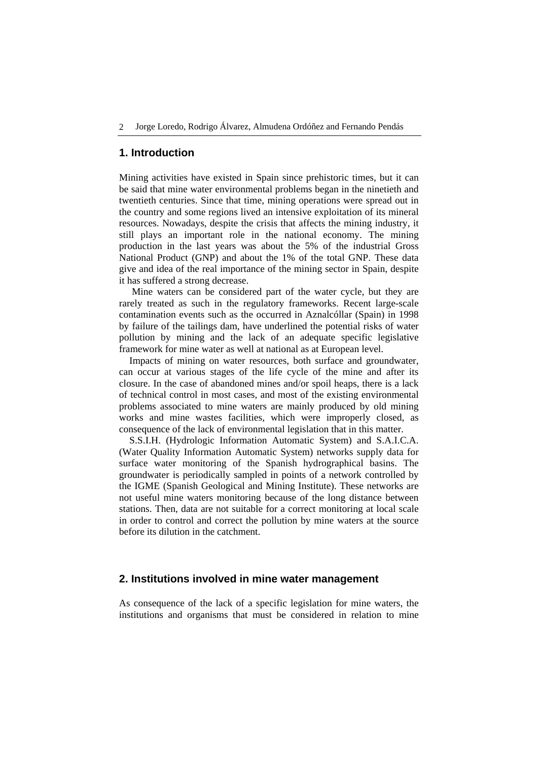## 1. Introduction

Mining activities have existed in Spain since prehistoric times, but it can be said that mine water environmental problems began in the ninetieth and twentieth centuries. Since that time, mining operations were spread out in the country and some regions lived an intensive exploitation of its mineral resources. Nowadays, despite the crisis that affects the mining industry, it still plays an important role in the national economy. The mining production in the last years was about the 5% of the industrial Gross National Product (GNP) and about the 1% of the total GNP. These data give and idea of the real importance of the mining sector in Spain, despite it has suffered a strong decrease.

Mine waters can be considered part of the water cycle, but they are rarely treated as such in the regulatory frameworks. Recent large-scale contamination events such as the occurred in Aznalcóllar (Spain) in 1998 by failure of the tailings dam, have underlined the potential risks of water pollution by mining and the lack of an adequate specific legislative framework for mine water as well at national as at European level.

Impacts of mining on water resources, both surface and groundwater, can occur at various stages of the life cycle of the mine and after its closure. In the case of abandoned mines and/or spoil heaps, there is a lack of technical control in most cases, and most of the existing environmental problems associated to mine waters are mainly produced by old mining works and mine wastes facilities, which were improperly closed, as consequence of the lack of environmental legislation that in this matter.

S.S.I.H. (Hydrologic Information Automatic System) and S.A.I.C.A. (Water Quality Information Automatic System) networks supply data for surface water monitoring of the Spanish hydrographical basins. The groundwater is periodically sampled in points of a network controlled by the IGME (Spanish Geological and Mining Institute). These networks are not useful mine waters monitoring because of the long distance between stations. Then, data are not suitable for a correct monitoring at local scale in order to control and correct the pollution by mine waters at the source before its dilution in the catchment.

## 2. Institutions involved in mine water management

As consequence of the lack of a specific legislation for mine waters, the institutions and organisms that must be considered in relation to mine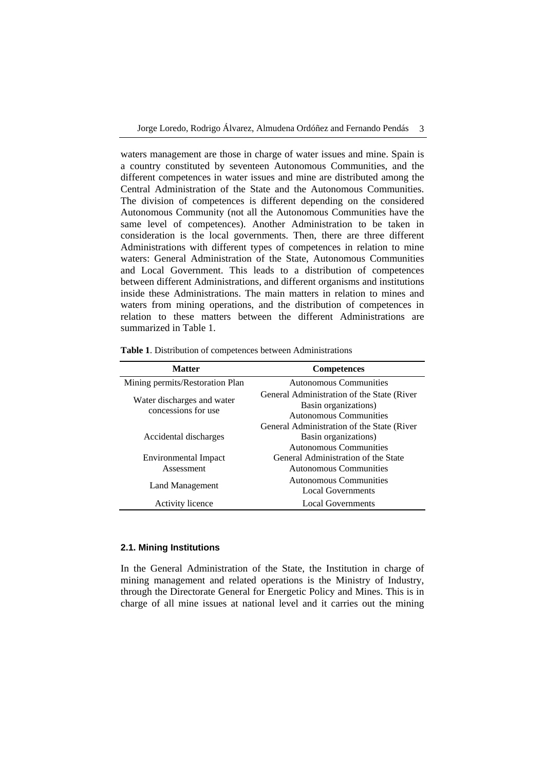waters management are those in charge of water issues and mine. Spain is a country constituted by seventeen Autonomous Communities, and the different competences in water issues and mine are distributed among the Central Administration of the State and the Autonomous Communities. The division of competences is different depending on the considered Autonomous Community (not all the Autonomous Communities have the same level of competences). Another Administration to be taken in consideration is the local governments. Then, there are three different Administrations with different types of competences in relation to mine waters: General Administration of the State, Autonomous Communities and Local Government. This leads to a distribution of competences between different Administrations, and different organisms and institutions inside these Administrations. The main matters in relation to mines and waters from mining operations, and the distribution of competences in relation to these matters between the different Administrations are summarized in Table 1.

**Table 1**. Distribution of competences between Administrations

| Matter | Competences |
|---|---|
| Mining permits/Restoration Plan | Autonomous Communities |
| Water discharges and water concessions for use | General Administration of the State (River Basin organizations)<br>Autonomous Communities |
| Accidental discharges | General Administration of the State (River Basin organizations)<br>Autonomous Communities |
| Environmental Impact Assessment | General Administration of the State<br>Autonomous Communities |
| Land Management | Autonomous Communities<br>Local Governments |
| Activity licence | Local Governments |

### 2.1. Mining Institutions

In the General Administration of the State, the Institution in charge of mining management and related operations is the Ministry of Industry, through the Directorate General for Energetic Policy and Mines. This is in charge of all mine issues at national level and it carries out the mining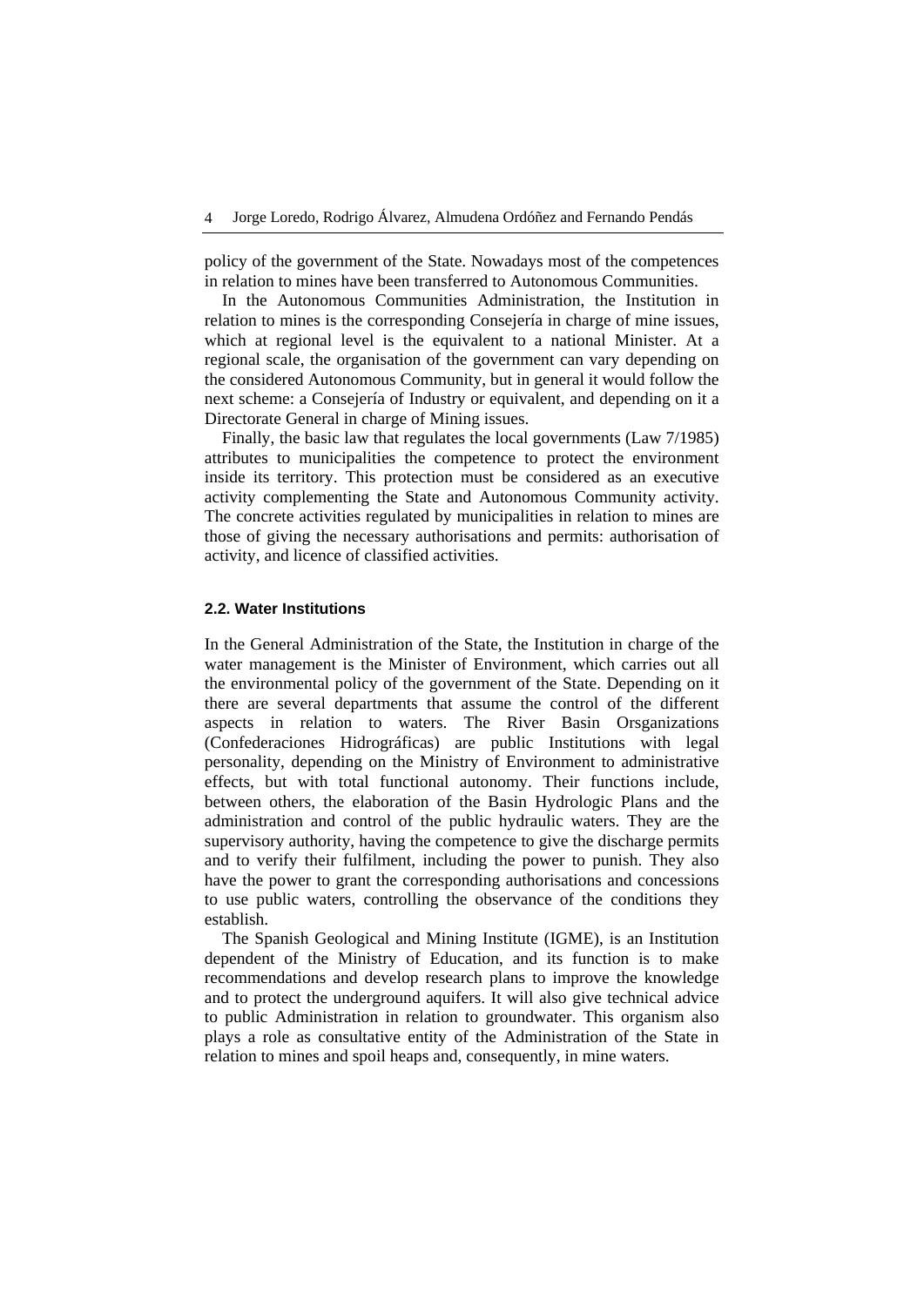policy of the government of the State. Nowadays most of the competences in relation to mines have been transferred to Autonomous Communities.

In the Autonomous Communities Administration, the Institution in relation to mines is the corresponding Consejería in charge of mine issues, which at regional level is the equivalent to a national Minister. At a regional scale, the organisation of the government can vary depending on the considered Autonomous Community, but in general it would follow the next scheme: a Consejería of Industry or equivalent, and depending on it a Directorate General in charge of Mining issues.

Finally, the basic law that regulates the local governments (Law 7/1985) attributes to municipalities the competence to protect the environment inside its territory. This protection must be considered as an executive activity complementing the State and Autonomous Community activity. The concrete activities regulated by municipalities in relation to mines are those of giving the necessary authorisations and permits: authorisation of activity, and licence of classified activities.

### 2.2. Water Institutions

In the General Administration of the State, the Institution in charge of the water management is the Minister of Environment, which carries out all the environmental policy of the government of the State. Depending on it there are several departments that assume the control of the different aspects in relation to waters. The River Basin Orsganizations (Confederaciones Hidrográficas) are public Institutions with legal personality, depending on the Ministry of Environment to administrative effects, but with total functional autonomy. Their functions include, between others, the elaboration of the Basin Hydrologic Plans and the administration and control of the public hydraulic waters. They are the supervisory authority, having the competence to give the discharge permits and to verify their fulfilment, including the power to punish. They also have the power to grant the corresponding authorisations and concessions to use public waters, controlling the observance of the conditions they establish.

The Spanish Geological and Mining Institute (IGME), is an Institution dependent of the Ministry of Education, and its function is to make recommendations and develop research plans to improve the knowledge and to protect the underground aquifers. It will also give technical advice to public Administration in relation to groundwater. This organism also plays a role as consultative entity of the Administration of the State in relation to mines and spoil heaps and, consequently, in mine waters.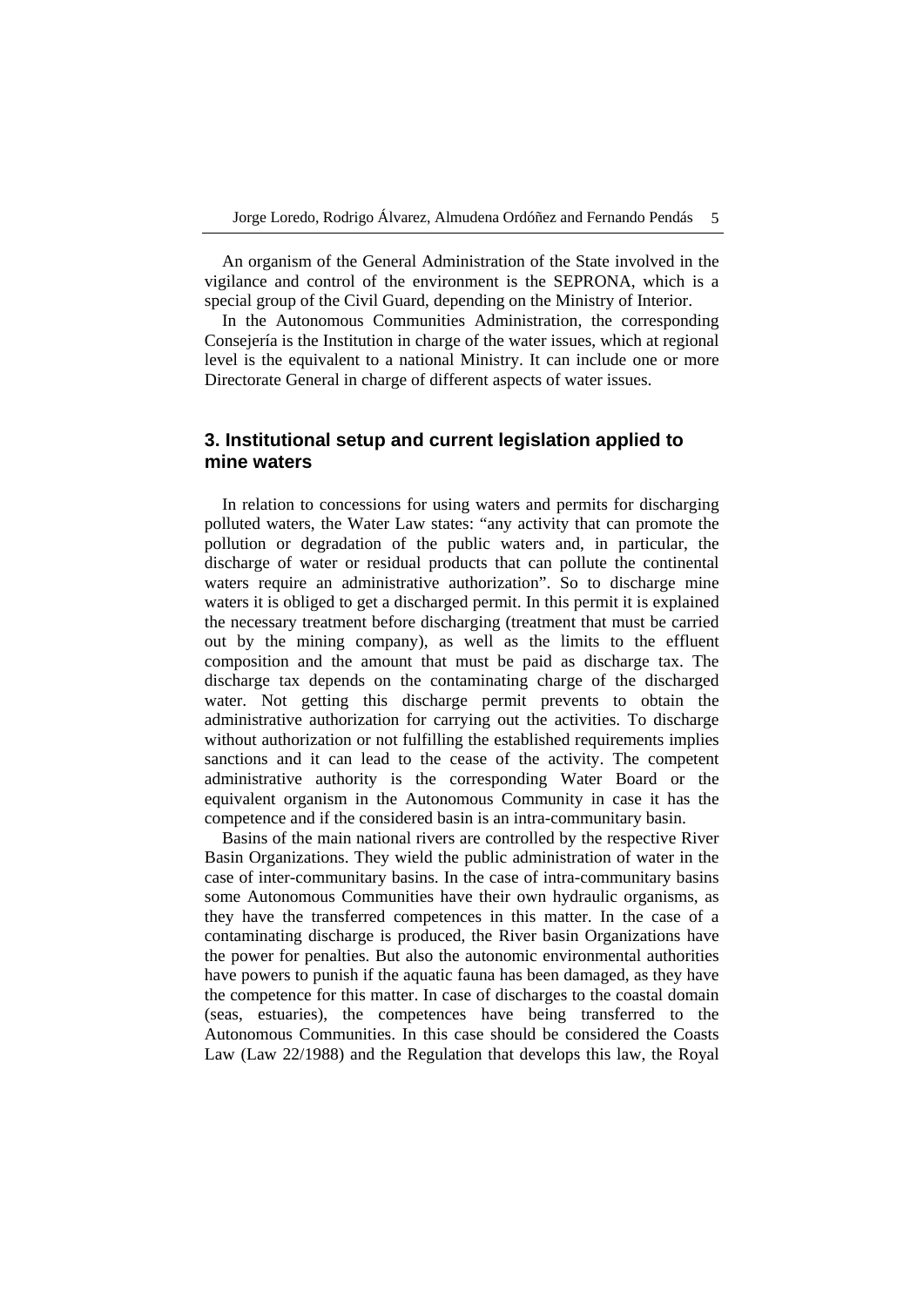An organism of the General Administration of the State involved in the vigilance and control of the environment is the SEPRONA, which is a special group of the Civil Guard, depending on the Ministry of Interior.

In the Autonomous Communities Administration, the corresponding Consejería is the Institution in charge of the water issues, which at regional level is the equivalent to a national Ministry. It can include one or more Directorate General in charge of different aspects of water issues.

## 3. Institutional setup and current legislation applied to mine waters

In relation to concessions for using waters and permits for discharging polluted waters, the Water Law states: “any activity that can promote the pollution or degradation of the public waters and, in particular, the discharge of water or residual products that can pollute the continental waters require an administrative authorization”. So to discharge mine waters it is obliged to get a discharged permit. In this permit it is explained the necessary treatment before discharging (treatment that must be carried out by the mining company), as well as the limits to the effluent composition and the amount that must be paid as discharge tax. The discharge tax depends on the contaminating charge of the discharged water. Not getting this discharge permit prevents to obtain the administrative authorization for carrying out the activities. To discharge without authorization or not fulfilling the established requirements implies sanctions and it can lead to the cease of the activity. The competent administrative authority is the corresponding Water Board or the equivalent organism in the Autonomous Community in case it has the competence and if the considered basin is an intra-communitary basin.

Basins of the main national rivers are controlled by the respective River Basin Organizations. They wield the public administration of water in the case of inter-communitary basins. In the case of intra-communitary basins some Autonomous Communities have their own hydraulic organisms, as they have the transferred competences in this matter. In the case of a contaminating discharge is produced, the River basin Organizations have the power for penalties. But also the autonomic environmental authorities have powers to punish if the aquatic fauna has been damaged, as they have the competence for this matter. In case of discharges to the coastal domain (seas, estuaries), the competences have being transferred to the Autonomous Communities. In this case should be considered the Coasts Law (Law 22/1988) and the Regulation that develops this law, the Royal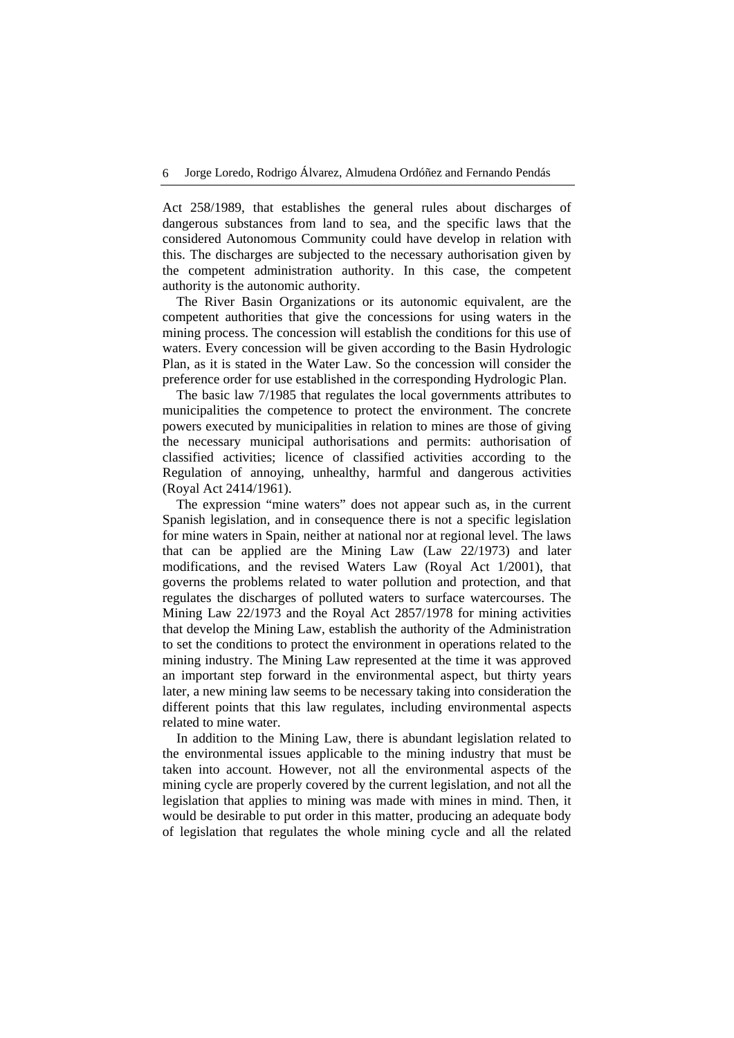Act 258/1989, that establishes the general rules about discharges of dangerous substances from land to sea, and the specific laws that the considered Autonomous Community could have develop in relation with this. The discharges are subjected to the necessary authorisation given by the competent administration authority. In this case, the competent authority is the autonomic authority.

The River Basin Organizations or its autonomic equivalent, are the competent authorities that give the concessions for using waters in the mining process. The concession will establish the conditions for this use of waters. Every concession will be given according to the Basin Hydrologic Plan, as it is stated in the Water Law. So the concession will consider the preference order for use established in the corresponding Hydrologic Plan.

The basic law 7/1985 that regulates the local governments attributes to municipalities the competence to protect the environment. The concrete powers executed by municipalities in relation to mines are those of giving the necessary municipal authorisations and permits: authorisation of classified activities; licence of classified activities according to the Regulation of annoying, unhealthy, harmful and dangerous activities (Royal Act 2414/1961).

The expression "mine waters" does not appear such as, in the current Spanish legislation, and in consequence there is not a specific legislation for mine waters in Spain, neither at national nor at regional level. The laws that can be applied are the Mining Law (Law 22/1973) and later modifications, and the revised Waters Law (Royal Act 1/2001), that governs the problems related to water pollution and protection, and that regulates the discharges of polluted waters to surface watercourses. The Mining Law 22/1973 and the Royal Act 2857/1978 for mining activities that develop the Mining Law, establish the authority of the Administration to set the conditions to protect the environment in operations related to the mining industry. The Mining Law represented at the time it was approved an important step forward in the environmental aspect, but thirty years later, a new mining law seems to be necessary taking into consideration the different points that this law regulates, including environmental aspects related to mine water.

In addition to the Mining Law, there is abundant legislation related to the environmental issues applicable to the mining industry that must be taken into account. However, not all the environmental aspects of the mining cycle are properly covered by the current legislation, and not all the legislation that applies to mining was made with mines in mind. Then, it would be desirable to put order in this matter, producing an adequate body of legislation that regulates the whole mining cycle and all the related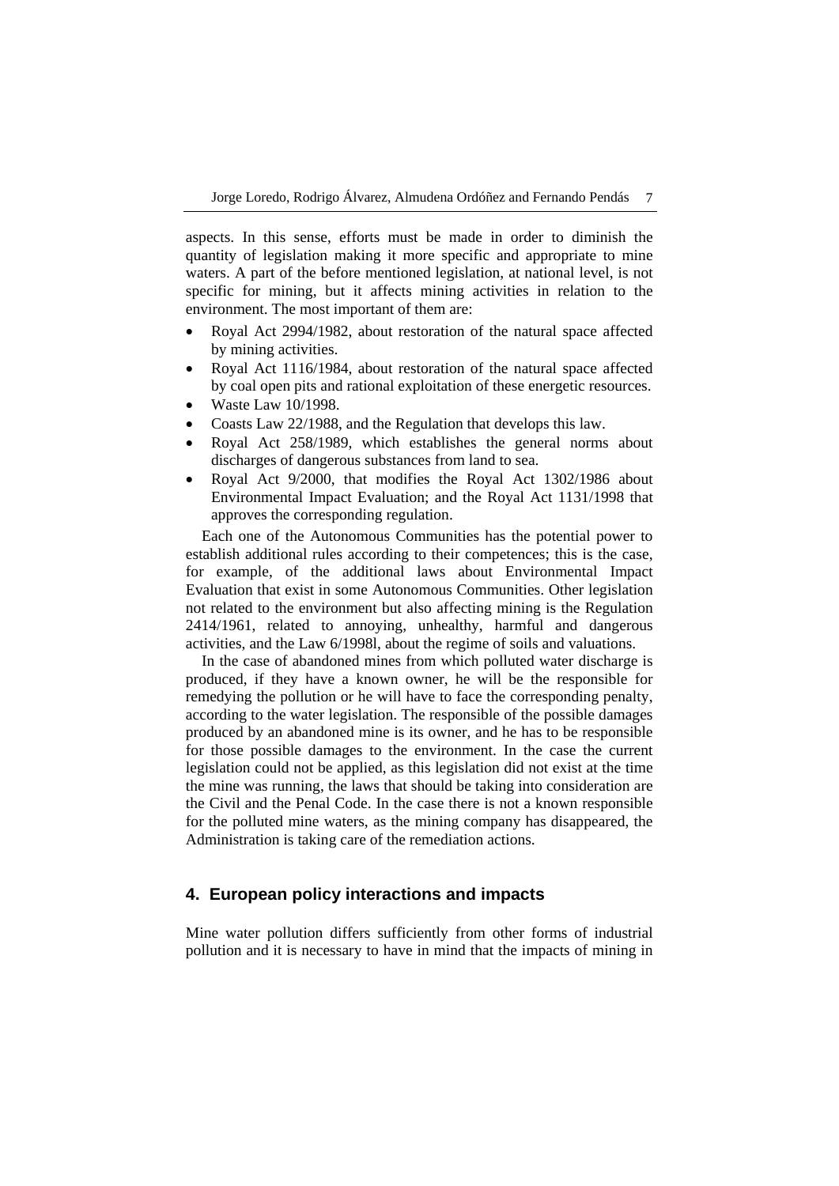aspects. In this sense, efforts must be made in order to diminish the quantity of legislation making it more specific and appropriate to mine waters. A part of the before mentioned legislation, at national level, is not specific for mining, but it affects mining activities in relation to the environment. The most important of them are:

- Royal Act 2994/1982, about restoration of the natural space affected by mining activities.
- Royal Act 1116/1984, about restoration of the natural space affected by coal open pits and rational exploitation of these energetic resources.
- Waste Law 10/1998.
- Coasts Law 22/1988, and the Regulation that develops this law.
- Royal Act 258/1989, which establishes the general norms about discharges of dangerous substances from land to sea.
- Royal Act 9/2000, that modifies the Royal Act 1302/1986 about Environmental Impact Evaluation; and the Royal Act 1131/1998 that approves the corresponding regulation.

Each one of the Autonomous Communities has the potential power to establish additional rules according to their competences; this is the case, for example, of the additional laws about Environmental Impact Evaluation that exist in some Autonomous Communities. Other legislation not related to the environment but also affecting mining is the Regulation 2414/1961, related to annoying, unhealthy, harmful and dangerous activities, and the Law 6/1998l, about the regime of soils and valuations.

In the case of abandoned mines from which polluted water discharge is produced, if they have a known owner, he will be the responsible for remedying the pollution or he will have to face the corresponding penalty, according to the water legislation. The responsible of the possible damages produced by an abandoned mine is its owner, and he has to be responsible for those possible damages to the environment. In the case the current legislation could not be applied, as this legislation did not exist at the time the mine was running, the laws that should be taking into consideration are the Civil and the Penal Code. In the case there is not a known responsible for the polluted mine waters, as the mining company has disappeared, the Administration is taking care of the remediation actions.

## 4. European policy interactions and impacts

Mine water pollution differs sufficiently from other forms of industrial pollution and it is necessary to have in mind that the impacts of mining in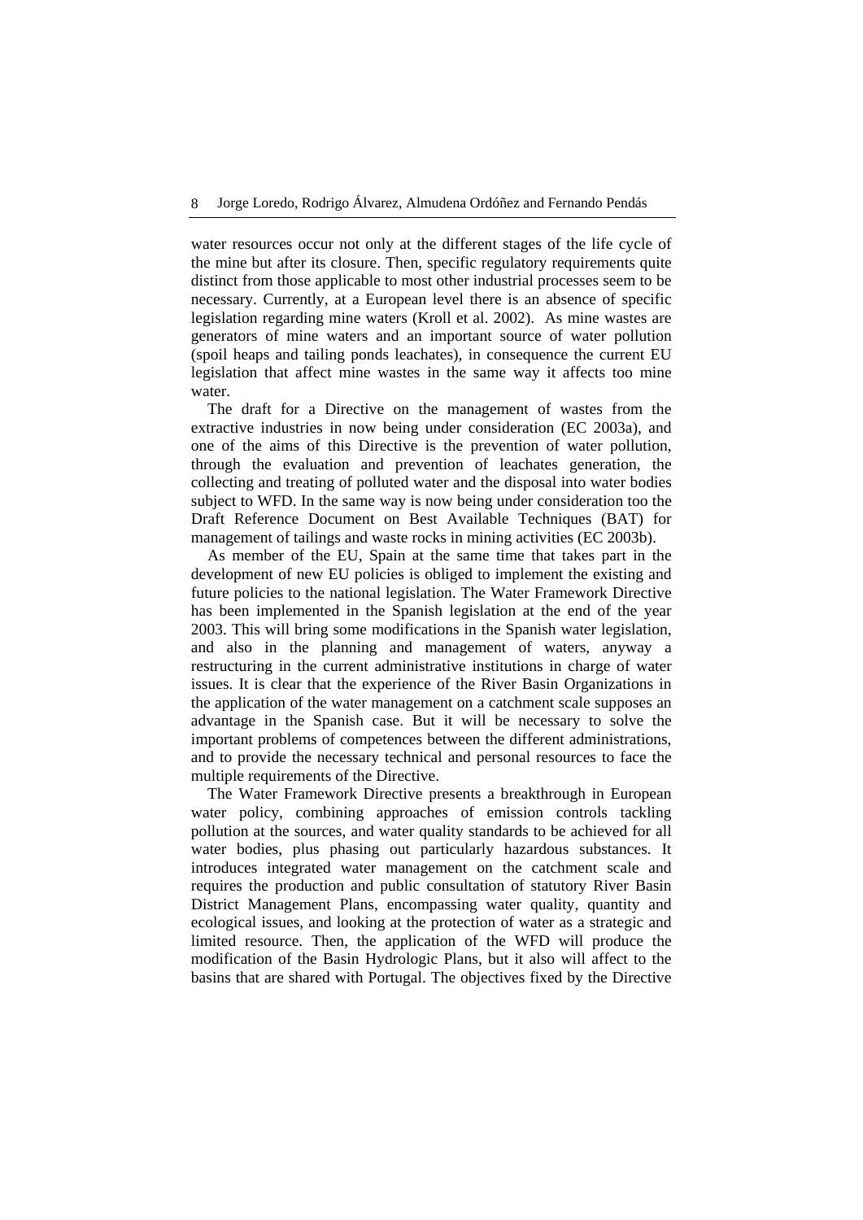water resources occur not only at the different stages of the life cycle of the mine but after its closure. Then, specific regulatory requirements quite distinct from those applicable to most other industrial processes seem to be necessary. Currently, at a European level there is an absence of specific legislation regarding mine waters (Kroll et al. 2002). As mine wastes are generators of mine waters and an important source of water pollution (spoil heaps and tailing ponds leachates), in consequence the current EU legislation that affect mine wastes in the same way it affects too mine water.

The draft for a Directive on the management of wastes from the extractive industries in now being under consideration (EC 2003a), and one of the aims of this Directive is the prevention of water pollution, through the evaluation and prevention of leachates generation, the collecting and treating of polluted water and the disposal into water bodies subject to WFD. In the same way is now being under consideration too the Draft Reference Document on Best Available Techniques (BAT) for management of tailings and waste rocks in mining activities (EC 2003b).

As member of the EU, Spain at the same time that takes part in the development of new EU policies is obliged to implement the existing and future policies to the national legislation. The Water Framework Directive has been implemented in the Spanish legislation at the end of the year 2003. This will bring some modifications in the Spanish water legislation, and also in the planning and management of waters, anyway a restructuring in the current administrative institutions in charge of water issues. It is clear that the experience of the River Basin Organizations in the application of the water management on a catchment scale supposes an advantage in the Spanish case. But it will be necessary to solve the important problems of competences between the different administrations, and to provide the necessary technical and personal resources to face the multiple requirements of the Directive.

The Water Framework Directive presents a breakthrough in European water policy, combining approaches of emission controls tackling pollution at the sources, and water quality standards to be achieved for all water bodies, plus phasing out particularly hazardous substances. It introduces integrated water management on the catchment scale and requires the production and public consultation of statutory River Basin District Management Plans, encompassing water quality, quantity and ecological issues, and looking at the protection of water as a strategic and limited resource. Then, the application of the WFD will produce the modification of the Basin Hydrologic Plans, but it also will affect to the basins that are shared with Portugal. The objectives fixed by the Directive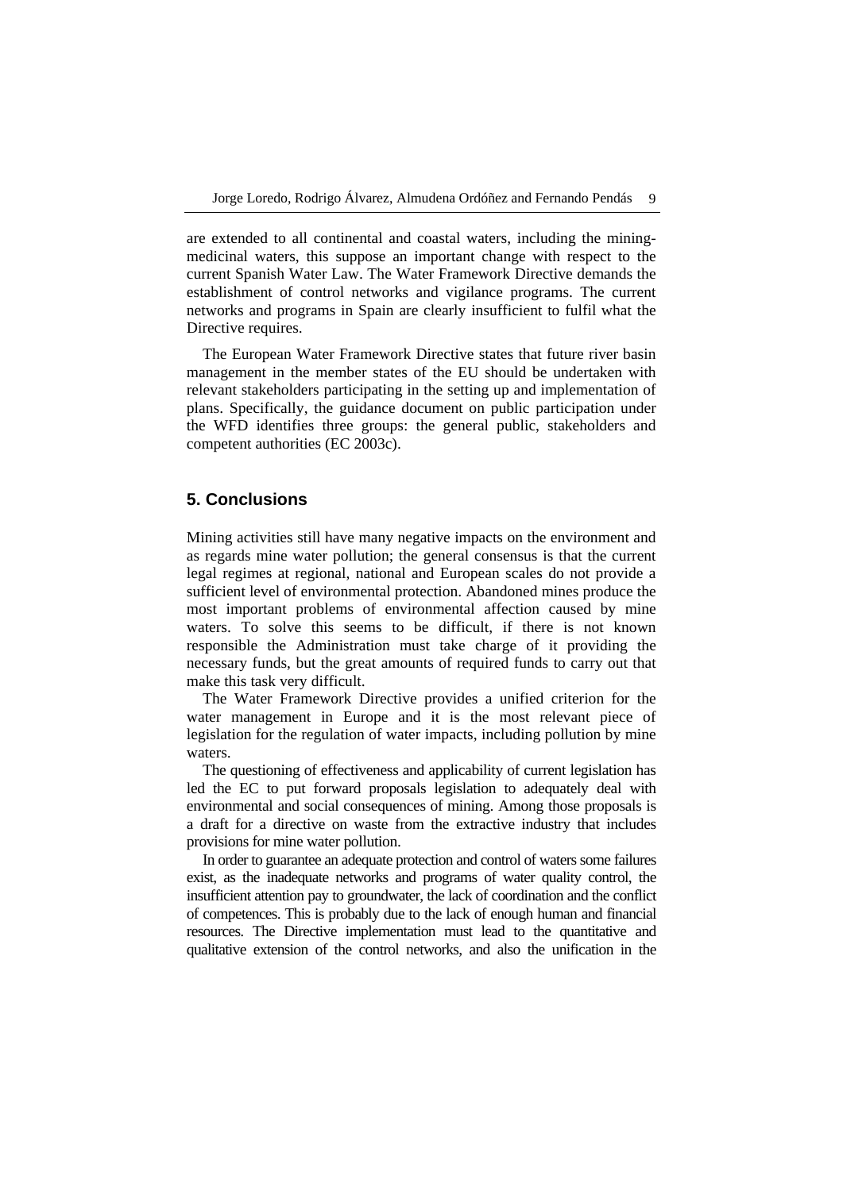are extended to all continental and coastal waters, including the mining-medicinal waters, this suppose an important change with respect to the current Spanish Water Law. The Water Framework Directive demands the establishment of control networks and vigilance programs. The current networks and programs in Spain are clearly insufficient to fulfil what the Directive requires.

The European Water Framework Directive states that future river basin management in the member states of the EU should be undertaken with relevant stakeholders participating in the setting up and implementation of plans. Specifically, the guidance document on public participation under the WFD identifies three groups: the general public, stakeholders and competent authorities (EC 2003c).

## 5. Conclusions

Mining activities still have many negative impacts on the environment and as regards mine water pollution; the general consensus is that the current legal regimes at regional, national and European scales do not provide a sufficient level of environmental protection. Abandoned mines produce the most important problems of environmental affection caused by mine waters. To solve this seems to be difficult, if there is not known responsible the Administration must take charge of it providing the necessary funds, but the great amounts of required funds to carry out that make this task very difficult.

The Water Framework Directive provides a unified criterion for the water management in Europe and it is the most relevant piece of legislation for the regulation of water impacts, including pollution by mine waters.

The questioning of effectiveness and applicability of current legislation has led the EC to put forward proposals legislation to adequately deal with environmental and social consequences of mining. Among those proposals is a draft for a directive on waste from the extractive industry that includes provisions for mine water pollution.

In order to guarantee an adequate protection and control of waters some failures exist, as the inadequate networks and programs of water quality control, the insufficient attention pay to groundwater, the lack of coordination and the conflict of competences. This is probably due to the lack of enough human and financial resources. The Directive implementation must lead to the quantitative and qualitative extension of the control networks, and also the unification in the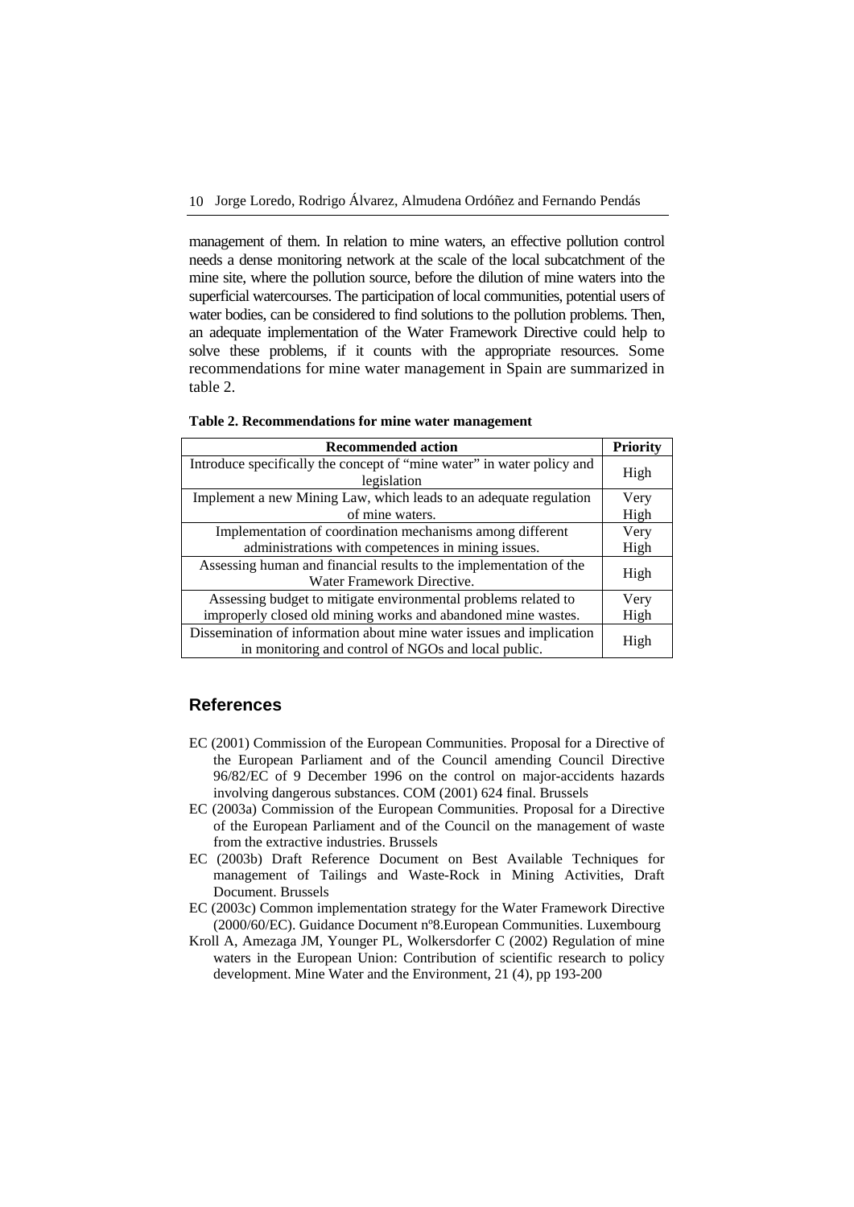management of them. In relation to mine waters, an effective pollution control needs a dense monitoring network at the scale of the local subcatchment of the mine site, where the pollution source, before the dilution of mine waters into the superficial watercourses. The participation of local communities, potential users of water bodies, can be considered to find solutions to the pollution problems. Then, an adequate implementation of the Water Framework Directive could help to solve these problems, if it counts with the appropriate resources. Some recommendations for mine water management in Spain are summarized in table 2.

**Table 2. Recommendations for mine water management**

| Recommended action | Priority |
|---|---|
| Introduce specifically the concept of "mine water" in water policy and legislation | High |
| Implement a new Mining Law, which leads to an adequate regulation of mine waters. | Very High |
| Implementation of coordination mechanisms among different administrations with competences in mining issues. | Very High |
| Assessing human and financial results to the implementation of the Water Framework Directive. | High |
| Assessing budget to mitigate environmental problems related to improperly closed old mining works and abandoned mine wastes. | Very High |
| Dissemination of information about mine water issues and implication in monitoring and control of NGOs and local public. | High |

## References

EC (2001) Commission of the European Communities. Proposal for a Directive of the European Parliament and of the Council amending Council Directive 96/82/EC of 9 December 1996 on the control on major-accidents hazards involving dangerous substances. COM (2001) 624 final. Brussels

EC (2003a) Commission of the European Communities. Proposal for a Directive of the European Parliament and of the Council on the management of waste from the extractive industries. Brussels

EC (2003b) Draft Reference Document on Best Available Techniques for management of Tailings and Waste-Rock in Mining Activities, Draft Document. Brussels

EC (2003c) Common implementation strategy for the Water Framework Directive (2000/60/EC). Guidance Document nº8.European Communities. Luxembourg

Kroll A, Amezaga JM, Younger PL, Wolkersdorfer C (2002) Regulation of mine waters in the European Union: Contribution of scientific research to policy development. Mine Water and the Environment, 21 (4), pp 193-200